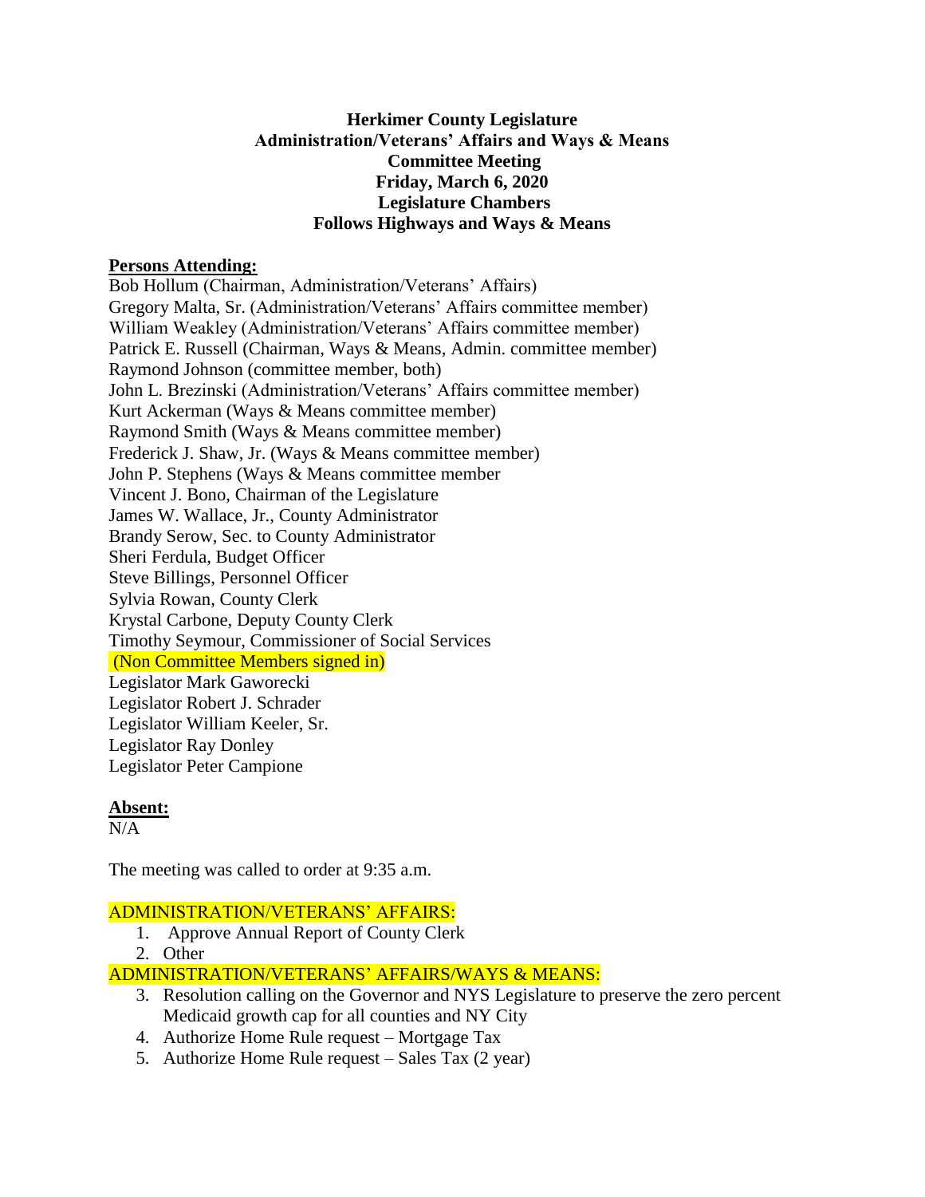**Herkimer County Legislature**
**Administration/Veterans' Affairs and Ways & Means**
**Committee Meeting**
**Friday, March 6, 2020**
**Legislature Chambers**
**Follows Highways and Ways & Means**

**Persons Attending:**

Bob Hollum (Chairman, Administration/Veterans' Affairs)
Gregory Malta, Sr. (Administration/Veterans' Affairs committee member)
William Weakley (Administration/Veterans' Affairs committee member)
Patrick E. Russell (Chairman, Ways & Means, Admin. committee member)
Raymond Johnson (committee member, both)
John L. Brezinski (Administration/Veterans' Affairs committee member)
Kurt Ackerman (Ways & Means committee member)
Raymond Smith (Ways & Means committee member)
Frederick J. Shaw, Jr. (Ways & Means committee member)
John P. Stephens (Ways & Means committee member
Vincent J. Bono, Chairman of the Legislature
James W. Wallace, Jr., County Administrator
Brandy Serow, Sec. to County Administrator
Sheri Ferdula, Budget Officer
Steve Billings, Personnel Officer
Sylvia Rowan, County Clerk
Krystal Carbone, Deputy County Clerk
Timothy Seymour, Commissioner of Social Services
(Non Committee Members signed in)
Legislator Mark Gaworecki
Legislator Robert J. Schrader
Legislator William Keeler, Sr.
Legislator Ray Donley
Legislator Peter Campione

**Absent:**

N/A

The meeting was called to order at 9:35 a.m.

ADMINISTRATION/VETERANS' AFFAIRS:

1. Approve Annual Report of County Clerk
2. Other

ADMINISTRATION/VETERANS' AFFAIRS/WAYS & MEANS:

3. Resolution calling on the Governor and NYS Legislature to preserve the zero percent Medicaid growth cap for all counties and NY City
4. Authorize Home Rule request – Mortgage Tax
5. Authorize Home Rule request – Sales Tax (2 year)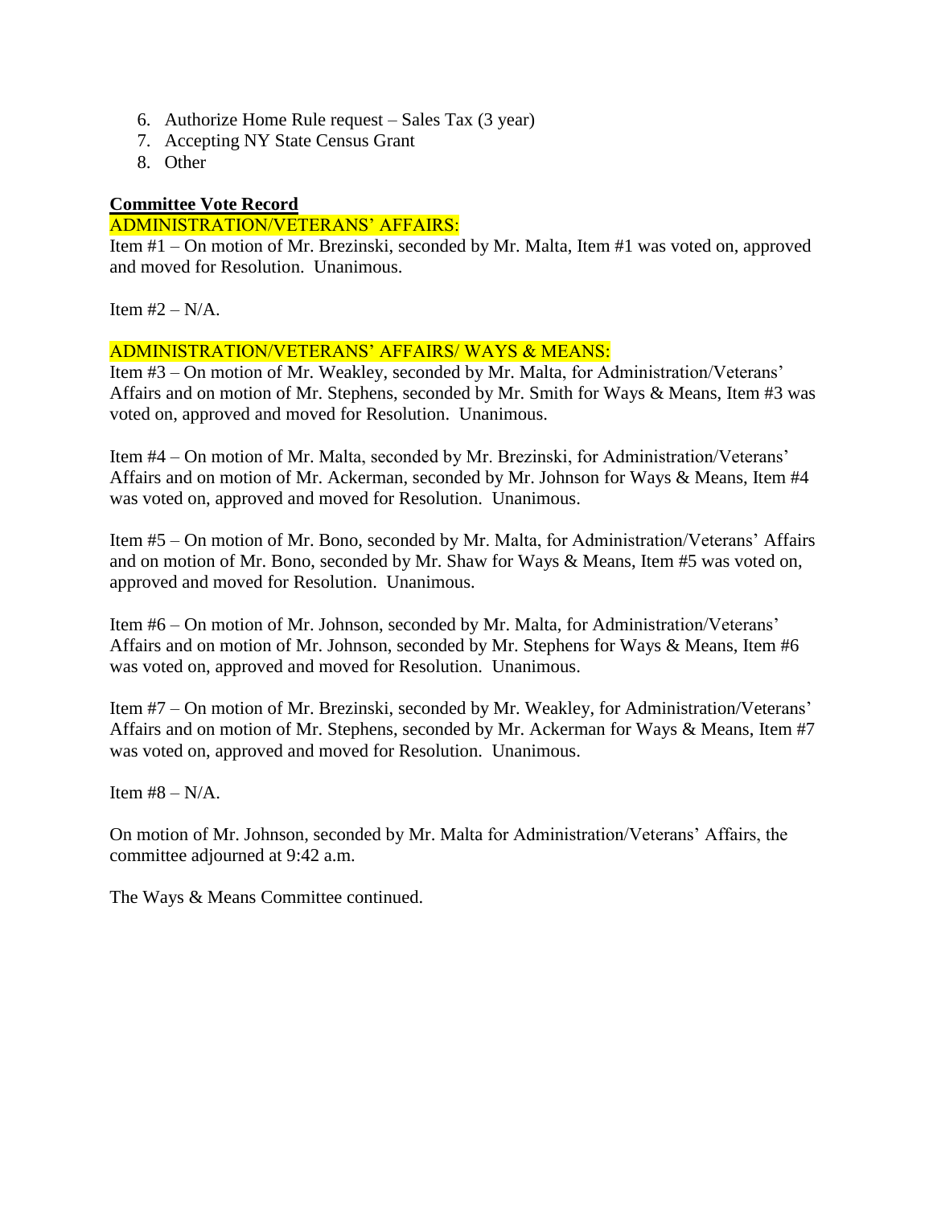6. Authorize Home Rule request – Sales Tax (3 year)
7. Accepting NY State Census Grant
8. Other

**Committee Vote Record**

ADMINISTRATION/VETERANS' AFFAIRS:

Item #1 – On motion of Mr. Brezinski, seconded by Mr. Malta, Item #1 was voted on, approved and moved for Resolution. Unanimous.

Item #2 – N/A.

ADMINISTRATION/VETERANS' AFFAIRS/ WAYS & MEANS:

Item #3 – On motion of Mr. Weakley, seconded by Mr. Malta, for Administration/Veterans' Affairs and on motion of Mr. Stephens, seconded by Mr. Smith for Ways & Means, Item #3 was voted on, approved and moved for Resolution. Unanimous.

Item #4 – On motion of Mr. Malta, seconded by Mr. Brezinski, for Administration/Veterans' Affairs and on motion of Mr. Ackerman, seconded by Mr. Johnson for Ways & Means, Item #4 was voted on, approved and moved for Resolution. Unanimous.

Item #5 – On motion of Mr. Bono, seconded by Mr. Malta, for Administration/Veterans' Affairs and on motion of Mr. Bono, seconded by Mr. Shaw for Ways & Means, Item #5 was voted on, approved and moved for Resolution. Unanimous.

Item #6 – On motion of Mr. Johnson, seconded by Mr. Malta, for Administration/Veterans' Affairs and on motion of Mr. Johnson, seconded by Mr. Stephens for Ways & Means, Item #6 was voted on, approved and moved for Resolution. Unanimous.

Item #7 – On motion of Mr. Brezinski, seconded by Mr. Weakley, for Administration/Veterans' Affairs and on motion of Mr. Stephens, seconded by Mr. Ackerman for Ways & Means, Item #7 was voted on, approved and moved for Resolution. Unanimous.

Item #8 – N/A.

On motion of Mr. Johnson, seconded by Mr. Malta for Administration/Veterans' Affairs, the committee adjourned at 9:42 a.m.

The Ways & Means Committee continued.